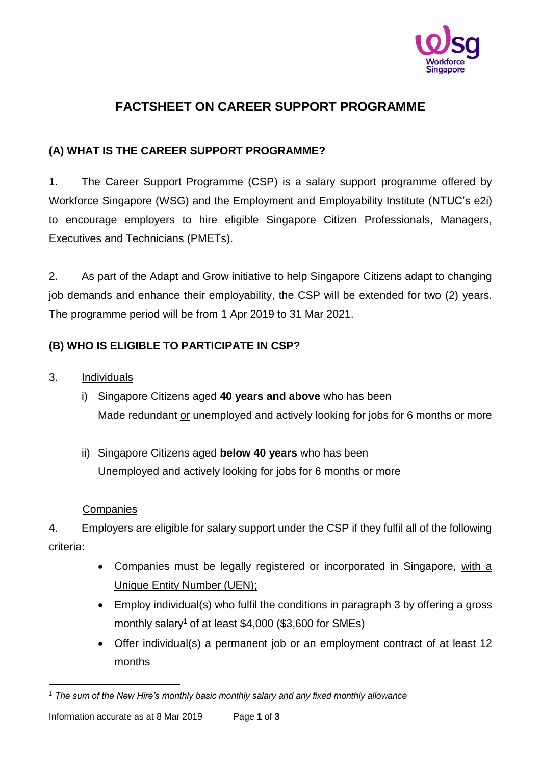# FACTSHEET ON CAREER SUPPORT PROGRAMME

## (A) WHAT IS THE CAREER SUPPORT PROGRAMME?

1. The Career Support Programme (CSP) is a salary support programme offered by Workforce Singapore (WSG) and the Employment and Employability Institute (NTUC's e2i) to encourage employers to hire eligible Singapore Citizen Professionals, Managers, Executives and Technicians (PMETs).

2. As part of the Adapt and Grow initiative to help Singapore Citizens adapt to changing job demands and enhance their employability, the CSP will be extended for two (2) years. The programme period will be from 1 Apr 2019 to 31 Mar 2021.

## (B) WHO IS ELIGIBLE TO PARTICIPATE IN CSP?

3. Individuals

   i) Singapore Citizens aged **40 years and above** who has been Made redundant or unemployed and actively looking for jobs for 6 months or more

   ii) Singapore Citizens aged **below 40 years** who has been Unemployed and actively looking for jobs for 6 months or more

Companies

4. Employers are eligible for salary support under the CSP if they fulfil all of the following criteria:

- Companies must be legally registered or incorporated in Singapore, with a Unique Entity Number (UEN);
- Employ individual(s) who fulfil the conditions in paragraph 3 by offering a gross monthly salary[1] of at least $4,000 ($3,600 for SMEs)
- Offer individual(s) a permanent job or an employment contract of at least 12 months

[1] *The sum of the New Hire's monthly basic monthly salary and any fixed monthly allowance*

Information accurate as at 8 Mar 2019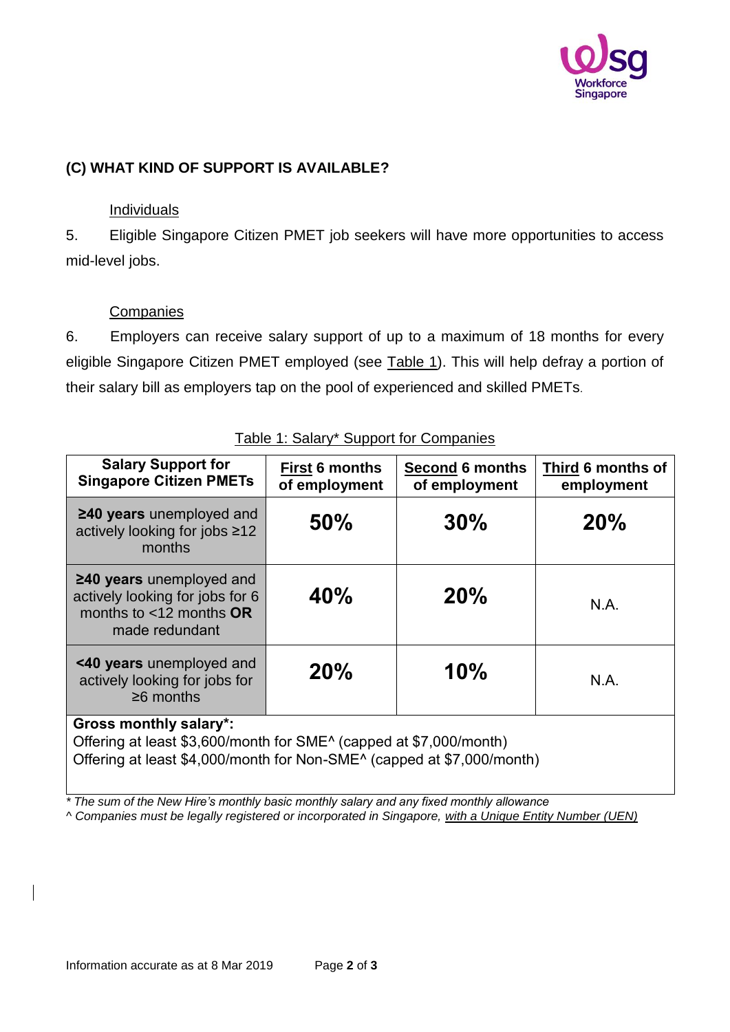## (C) WHAT KIND OF SUPPORT IS AVAILABLE?

### Individuals

5. Eligible Singapore Citizen PMET job seekers will have more opportunities to access mid-level jobs.

### Companies

6. Employers can receive salary support of up to a maximum of 18 months for every eligible Singapore Citizen PMET employed (see Table 1). This will help defray a portion of their salary bill as employers tap on the pool of experienced and skilled PMETs.

Table 1: Salary* Support for Companies

| Salary Support for Singapore Citizen PMETs | First 6 months of employment | Second 6 months of employment | Third 6 months of employment |
|---|---|---|---|
| **≥40 years** unemployed and actively looking for jobs ≥12 months | **50%** | **30%** | **20%** |
| **≥40 years** unemployed and actively looking for jobs for 6 months to <12 months **OR** made redundant | **40%** | **20%** | N.A. |
| **<40 years** unemployed and actively looking for jobs for ≥6 months | **20%** | **10%** | N.A. |
| **Gross monthly salary*:** Offering at least $3,600/month for SME^ (capped at $7,000/month) Offering at least $4,000/month for Non-SME^ (capped at $7,000/month) | | | |

*\* The sum of the New Hire's monthly basic monthly salary and any fixed monthly allowance*

*^ Companies must be legally registered or incorporated in Singapore, with a Unique Entity Number (UEN)*

Information accurate as at 8 Mar 2019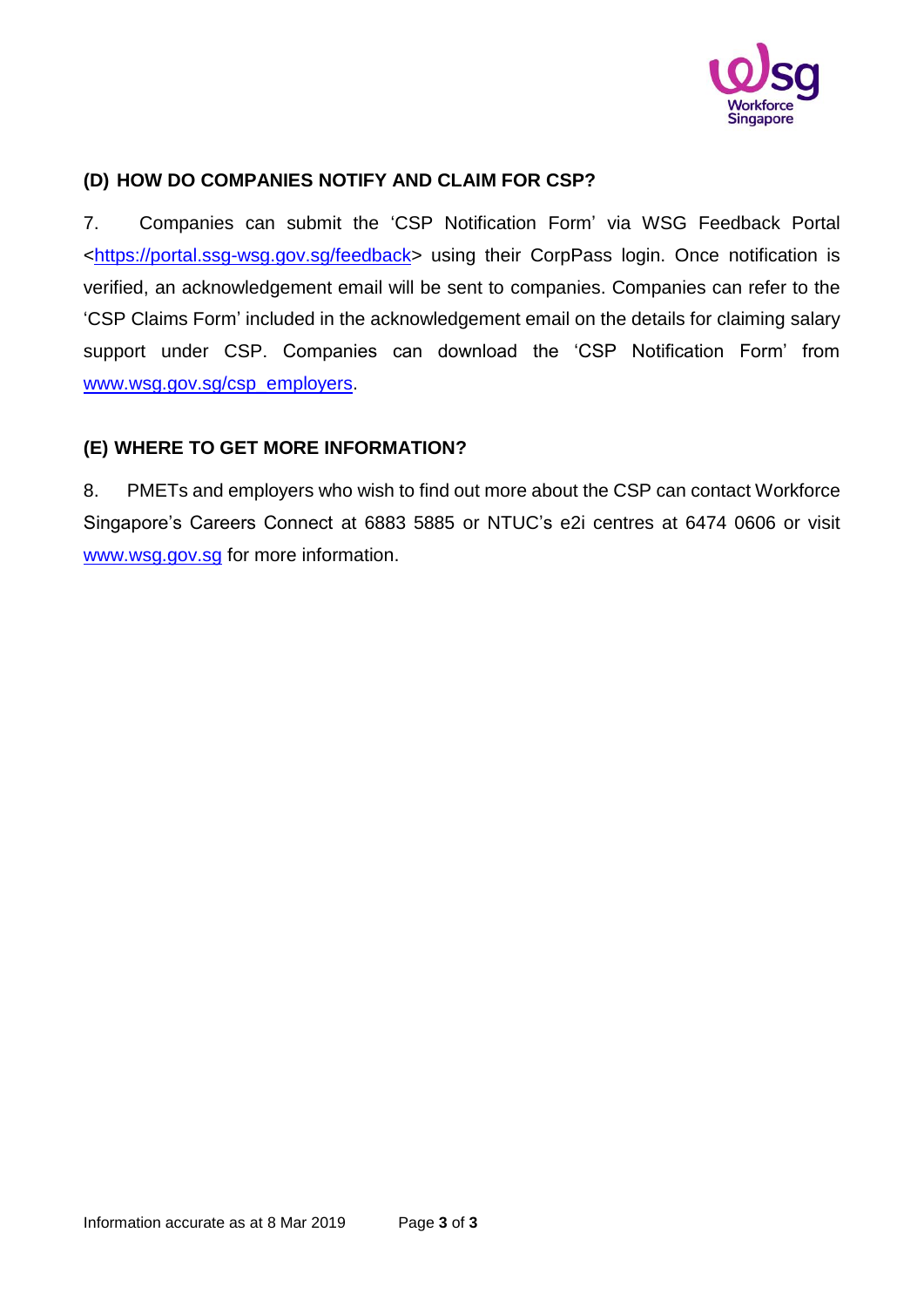### (D) HOW DO COMPANIES NOTIFY AND CLAIM FOR CSP?

7. Companies can submit the 'CSP Notification Form' via WSG Feedback Portal <https://portal.ssg-wsg.gov.sg/feedback> using their CorpPass login. Once notification is verified, an acknowledgement email will be sent to companies. Companies can refer to the 'CSP Claims Form' included in the acknowledgement email on the details for claiming salary support under CSP. Companies can download the 'CSP Notification Form' from www.wsg.gov.sg/csp_employers.

### (E) WHERE TO GET MORE INFORMATION?

8. PMETs and employers who wish to find out more about the CSP can contact Workforce Singapore's Careers Connect at 6883 5885 or NTUC's e2i centres at 6474 0606 or visit www.wsg.gov.sg for more information.

Information accurate as at 8 Mar 2019